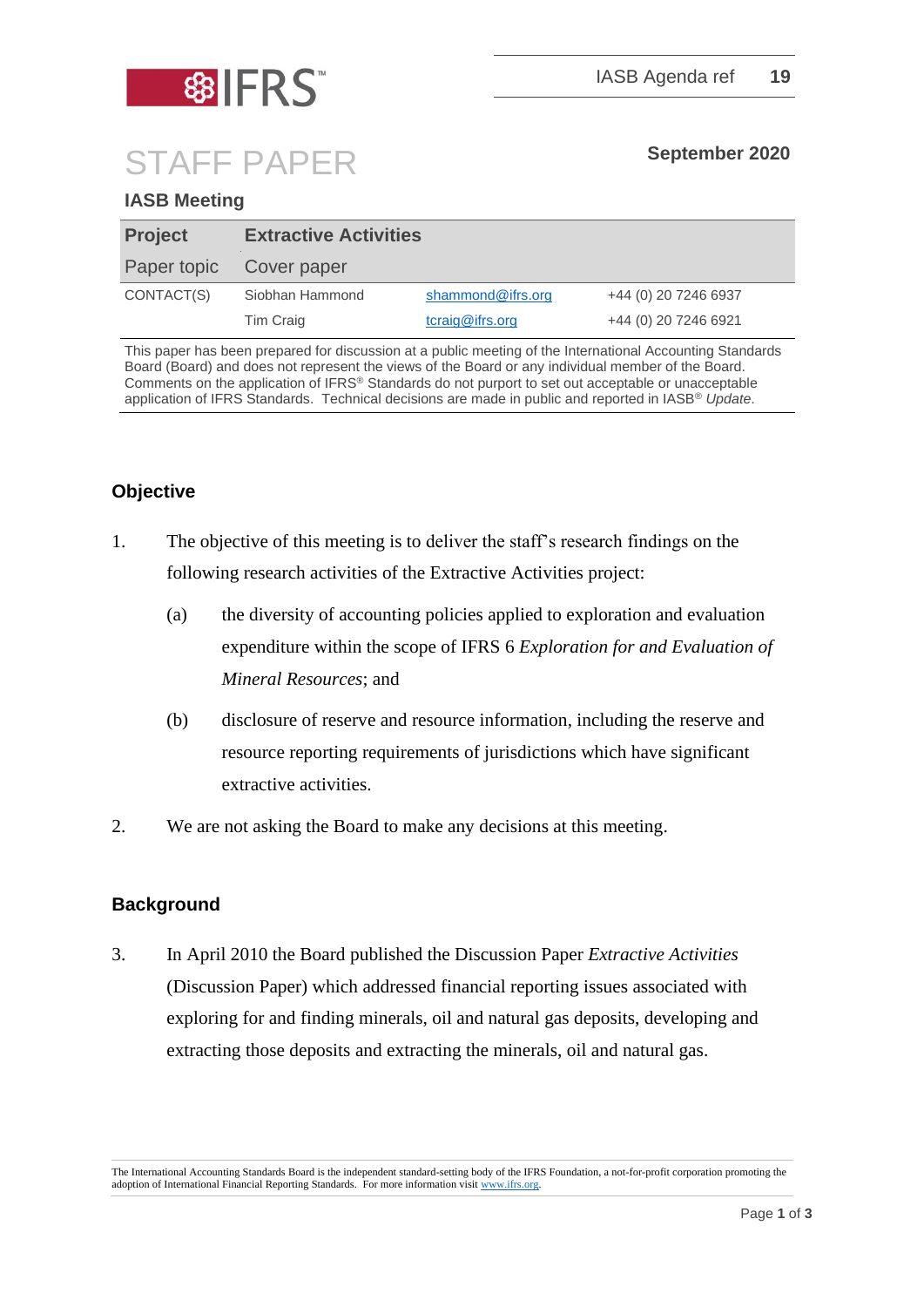IASB Agenda ref **19**

# STAFF PAPER

**September 2020**

**IASB Meeting**

| **Project** | **Extractive Activities** | | |
|---|---|---|---|
| Paper topic | Cover paper | | |
| CONTACT(S) | Siobhan Hammond | shammond@ifrs.org | +44 (0) 20 7246 6937 |
| | Tim Craig | tcraig@ifrs.org | +44 (0) 20 7246 6921 |

This paper has been prepared for discussion at a public meeting of the International Accounting Standards Board (Board) and does not represent the views of the Board or any individual member of the Board. Comments on the application of IFRS® Standards do not purport to set out acceptable or unacceptable application of IFRS Standards. Technical decisions are made in public and reported in IASB® *Update*.

## Objective

1. The objective of this meeting is to deliver the staff's research findings on the following research activities of the Extractive Activities project:
   - (a) the diversity of accounting policies applied to exploration and evaluation expenditure within the scope of IFRS 6 *Exploration for and Evaluation of Mineral Resources*; and
   - (b) disclosure of reserve and resource information, including the reserve and resource reporting requirements of jurisdictions which have significant extractive activities.
2. We are not asking the Board to make any decisions at this meeting.

## Background

3. In April 2010 the Board published the Discussion Paper *Extractive Activities* (Discussion Paper) which addressed financial reporting issues associated with exploring for and finding minerals, oil and natural gas deposits, developing and extracting those deposits and extracting the minerals, oil and natural gas.

The International Accounting Standards Board is the independent standard-setting body of the IFRS Foundation, a not-for-profit corporation promoting the adoption of International Financial Reporting Standards. For more information visit www.ifrs.org.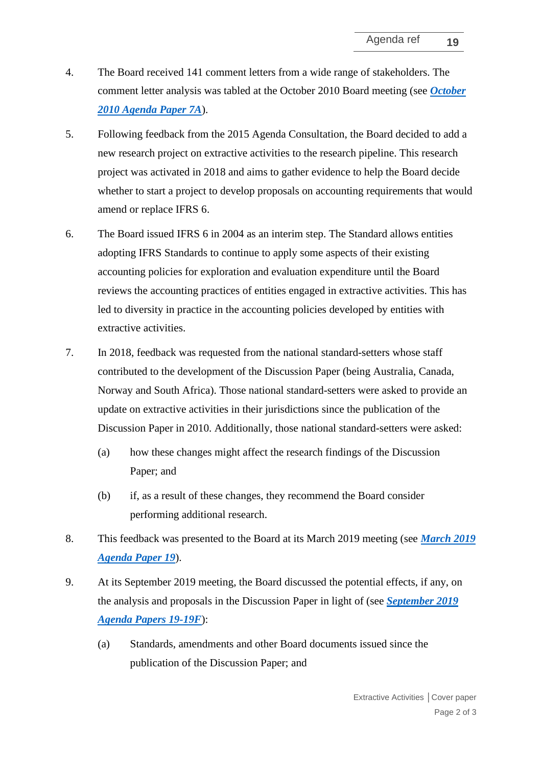4. The Board received 141 comment letters from a wide range of stakeholders. The comment letter analysis was tabled at the October 2010 Board meeting (see ***October 2010 Agenda Paper 7A***).

5. Following feedback from the 2015 Agenda Consultation, the Board decided to add a new research project on extractive activities to the research pipeline. This research project was activated in 2018 and aims to gather evidence to help the Board decide whether to start a project to develop proposals on accounting requirements that would amend or replace IFRS 6.

6. The Board issued IFRS 6 in 2004 as an interim step. The Standard allows entities adopting IFRS Standards to continue to apply some aspects of their existing accounting policies for exploration and evaluation expenditure until the Board reviews the accounting practices of entities engaged in extractive activities. This has led to diversity in practice in the accounting policies developed by entities with extractive activities.

7. In 2018, feedback was requested from the national standard-setters whose staff contributed to the development of the Discussion Paper (being Australia, Canada, Norway and South Africa). Those national standard-setters were asked to provide an update on extractive activities in their jurisdictions since the publication of the Discussion Paper in 2010. Additionally, those national standard-setters were asked:

   (a) how these changes might affect the research findings of the Discussion Paper; and

   (b) if, as a result of these changes, they recommend the Board consider performing additional research.

8. This feedback was presented to the Board at its March 2019 meeting (see ***March 2019 Agenda Paper 19***).

9. At its September 2019 meeting, the Board discussed the potential effects, if any, on the analysis and proposals in the Discussion Paper in light of (see ***September 2019 Agenda Papers 19-19F***):

   (a) Standards, amendments and other Board documents issued since the publication of the Discussion Paper; and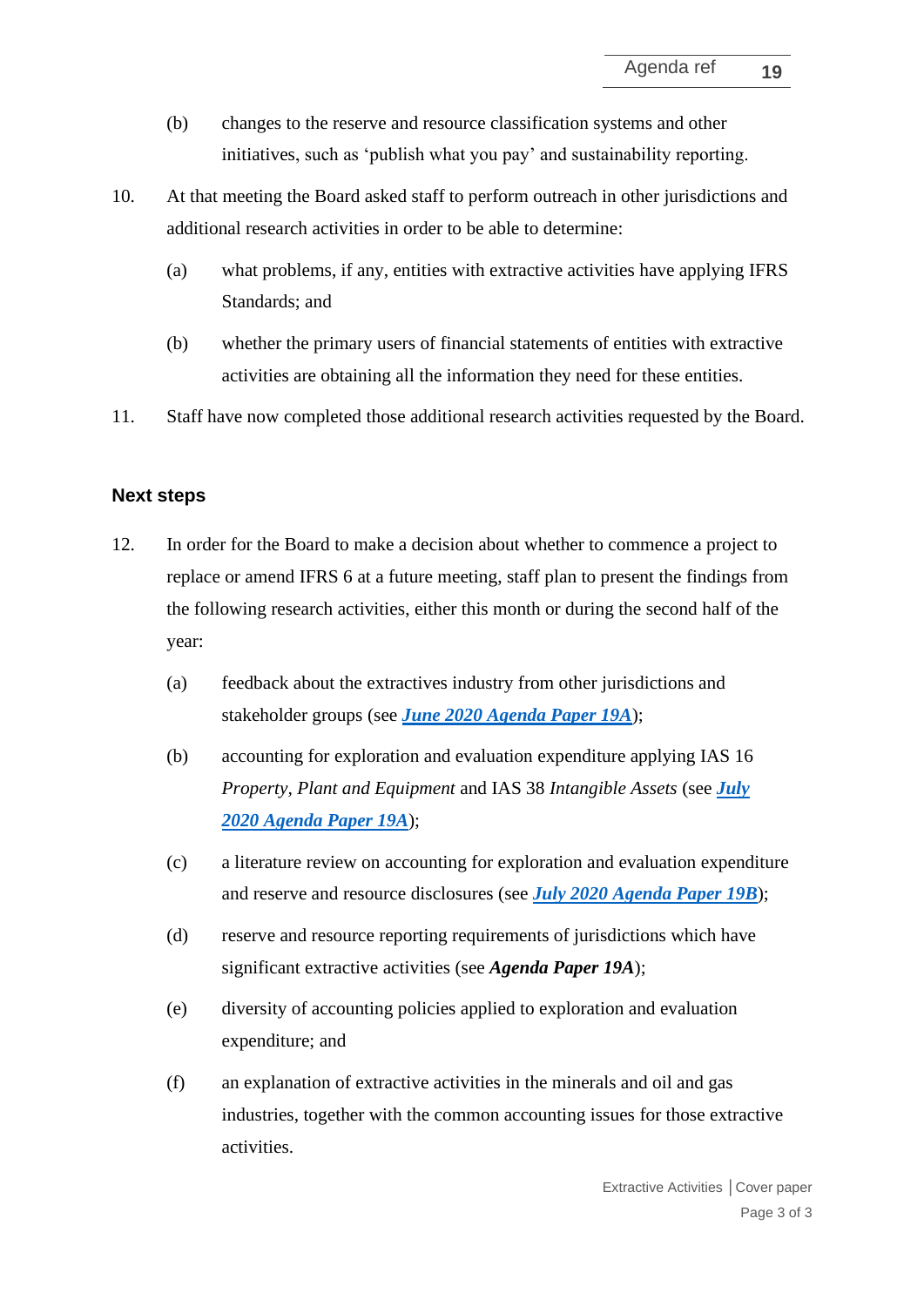(b) changes to the reserve and resource classification systems and other initiatives, such as 'publish what you pay' and sustainability reporting.

10. At that meeting the Board asked staff to perform outreach in other jurisdictions and additional research activities in order to be able to determine:

    (a) what problems, if any, entities with extractive activities have applying IFRS Standards; and

    (b) whether the primary users of financial statements of entities with extractive activities are obtaining all the information they need for these entities.

11. Staff have now completed those additional research activities requested by the Board.

## Next steps

12. In order for the Board to make a decision about whether to commence a project to replace or amend IFRS 6 at a future meeting, staff plan to present the findings from the following research activities, either this month or during the second half of the year:

    (a) feedback about the extractives industry from other jurisdictions and stakeholder groups (see ***June 2020 Agenda Paper 19A***);

    (b) accounting for exploration and evaluation expenditure applying IAS 16 *Property, Plant and Equipment* and IAS 38 *Intangible Assets* (see ***July 2020 Agenda Paper 19A***);

    (c) a literature review on accounting for exploration and evaluation expenditure and reserve and resource disclosures (see ***July 2020 Agenda Paper 19B***);

    (d) reserve and resource reporting requirements of jurisdictions which have significant extractive activities (see ***Agenda Paper 19A***);

    (e) diversity of accounting policies applied to exploration and evaluation expenditure; and

    (f) an explanation of extractive activities in the minerals and oil and gas industries, together with the common accounting issues for those extractive activities.